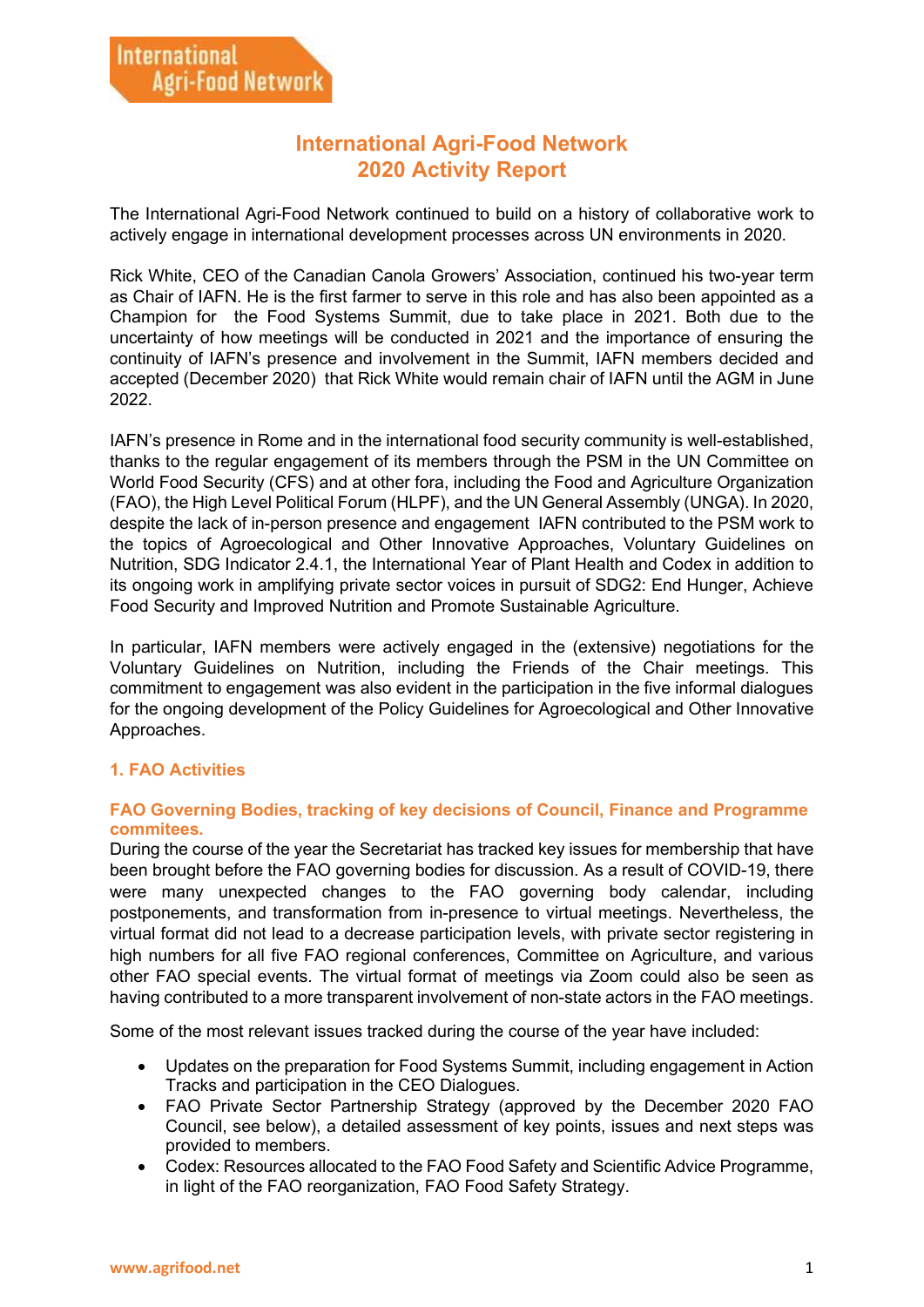# International Agri-Food Network
# 2020 Activity Report

The International Agri-Food Network continued to build on a history of collaborative work to actively engage in international development processes across UN environments in 2020.

Rick White, CEO of the Canadian Canola Growers' Association, continued his two-year term as Chair of IAFN. He is the first farmer to serve in this role and has also been appointed as a Champion for the Food Systems Summit, due to take place in 2021. Both due to the uncertainty of how meetings will be conducted in 2021 and the importance of ensuring the continuity of IAFN's presence and involvement in the Summit, IAFN members decided and accepted (December 2020) that Rick White would remain chair of IAFN until the AGM in June 2022.

IAFN's presence in Rome and in the international food security community is well-established, thanks to the regular engagement of its members through the PSM in the UN Committee on World Food Security (CFS) and at other fora, including the Food and Agriculture Organization (FAO), the High Level Political Forum (HLPF), and the UN General Assembly (UNGA). In 2020, despite the lack of in-person presence and engagement IAFN contributed to the PSM work to the topics of Agroecological and Other Innovative Approaches, Voluntary Guidelines on Nutrition, SDG Indicator 2.4.1, the International Year of Plant Health and Codex in addition to its ongoing work in amplifying private sector voices in pursuit of SDG2: End Hunger, Achieve Food Security and Improved Nutrition and Promote Sustainable Agriculture.

In particular, IAFN members were actively engaged in the (extensive) negotiations for the Voluntary Guidelines on Nutrition, including the Friends of the Chair meetings. This commitment to engagement was also evident in the participation in the five informal dialogues for the ongoing development of the Policy Guidelines for Agroecological and Other Innovative Approaches.

## 1. FAO Activities

### FAO Governing Bodies, tracking of key decisions of Council, Finance and Programme commitees.

During the course of the year the Secretariat has tracked key issues for membership that have been brought before the FAO governing bodies for discussion. As a result of COVID-19, there were many unexpected changes to the FAO governing body calendar, including postponements, and transformation from in-presence to virtual meetings. Nevertheless, the virtual format did not lead to a decrease participation levels, with private sector registering in high numbers for all five FAO regional conferences, Committee on Agriculture, and various other FAO special events. The virtual format of meetings via Zoom could also be seen as having contributed to a more transparent involvement of non-state actors in the FAO meetings.

Some of the most relevant issues tracked during the course of the year have included:

- Updates on the preparation for Food Systems Summit, including engagement in Action Tracks and participation in the CEO Dialogues.
- FAO Private Sector Partnership Strategy (approved by the December 2020 FAO Council, see below), a detailed assessment of key points, issues and next steps was provided to members.
- Codex: Resources allocated to the FAO Food Safety and Scientific Advice Programme, in light of the FAO reorganization, FAO Food Safety Strategy.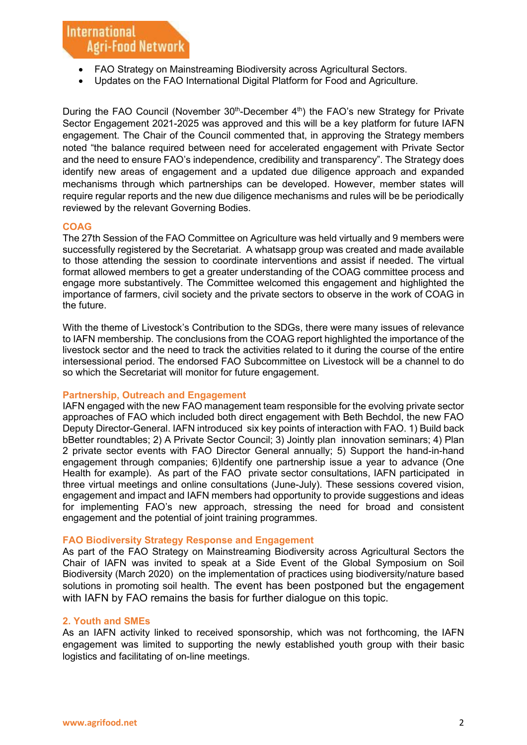- FAO Strategy on Mainstreaming Biodiversity across Agricultural Sectors.
- Updates on the FAO International Digital Platform for Food and Agriculture.

During the FAO Council (November 30th-December 4th) the FAO's new Strategy for Private Sector Engagement 2021-2025 was approved and this will be a key platform for future IAFN engagement. The Chair of the Council commented that, in approving the Strategy members noted "the balance required between need for accelerated engagement with Private Sector and the need to ensure FAO's independence, credibility and transparency". The Strategy does identify new areas of engagement and a updated due diligence approach and expanded mechanisms through which partnerships can be developed. However, member states will require regular reports and the new due diligence mechanisms and rules will be be periodically reviewed by the relevant Governing Bodies.

### COAG

The 27th Session of the FAO Committee on Agriculture was held virtually and 9 members were successfully registered by the Secretariat. A whatsapp group was created and made available to those attending the session to coordinate interventions and assist if needed. The virtual format allowed members to get a greater understanding of the COAG committee process and engage more substantively. The Committee welcomed this engagement and highlighted the importance of farmers, civil society and the private sectors to observe in the work of COAG in the future.

With the theme of Livestock's Contribution to the SDGs, there were many issues of relevance to IAFN membership. The conclusions from the COAG report highlighted the importance of the livestock sector and the need to track the activities related to it during the course of the entire intersessional period. The endorsed FAO Subcommittee on Livestock will be a channel to do so which the Secretariat will monitor for future engagement.

### Partnership, Outreach and Engagement

IAFN engaged with the new FAO management team responsible for the evolving private sector approaches of FAO which included both direct engagement with Beth Bechdol, the new FAO Deputy Director-General. IAFN introduced six key points of interaction with FAO. 1) Build back bBetter roundtables; 2) A Private Sector Council; 3) Jointly plan innovation seminars; 4) Plan 2 private sector events with FAO Director General annually; 5) Support the hand-in-hand engagement through companies; 6)Identify one partnership issue a year to advance (One Health for example). As part of the FAO private sector consultations, IAFN participated in three virtual meetings and online consultations (June-July). These sessions covered vision, engagement and impact and IAFN members had opportunity to provide suggestions and ideas for implementing FAO's new approach, stressing the need for broad and consistent engagement and the potential of joint training programmes.

### FAO Biodiversity Strategy Response and Engagement

As part of the FAO Strategy on Mainstreaming Biodiversity across Agricultural Sectors the Chair of IAFN was invited to speak at a Side Event of the Global Symposium on Soil Biodiversity (March 2020) on the implementation of practices using biodiversity/nature based solutions in promoting soil health. The event has been postponed but the engagement with IAFN by FAO remains the basis for further dialogue on this topic.

### 2. Youth and SMEs

As an IAFN activity linked to received sponsorship, which was not forthcoming, the IAFN engagement was limited to supporting the newly established youth group with their basic logistics and facilitating of on-line meetings.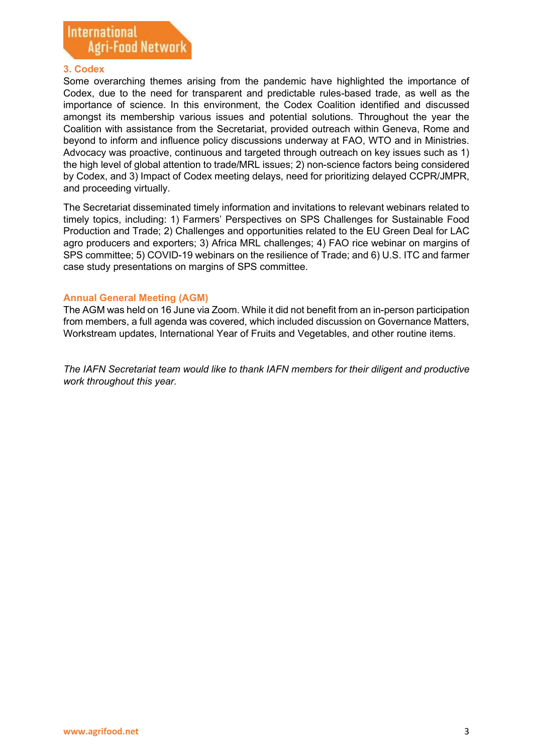### 3. Codex

Some overarching themes arising from the pandemic have highlighted the importance of Codex, due to the need for transparent and predictable rules-based trade, as well as the importance of science. In this environment, the Codex Coalition identified and discussed amongst its membership various issues and potential solutions. Throughout the year the Coalition with assistance from the Secretariat, provided outreach within Geneva, Rome and beyond to inform and influence policy discussions underway at FAO, WTO and in Ministries. Advocacy was proactive, continuous and targeted through outreach on key issues such as 1) the high level of global attention to trade/MRL issues; 2) non-science factors being considered by Codex, and 3) Impact of Codex meeting delays, need for prioritizing delayed CCPR/JMPR, and proceeding virtually.

The Secretariat disseminated timely information and invitations to relevant webinars related to timely topics, including: 1) Farmers' Perspectives on SPS Challenges for Sustainable Food Production and Trade; 2) Challenges and opportunities related to the EU Green Deal for LAC agro producers and exporters; 3) Africa MRL challenges; 4) FAO rice webinar on margins of SPS committee; 5) COVID-19 webinars on the resilience of Trade; and 6) U.S. ITC and farmer case study presentations on margins of SPS committee.

### Annual General Meeting (AGM)

The AGM was held on 16 June via Zoom. While it did not benefit from an in-person participation from members, a full agenda was covered, which included discussion on Governance Matters, Workstream updates, International Year of Fruits and Vegetables, and other routine items.

*The IAFN Secretariat team would like to thank IAFN members for their diligent and productive work throughout this year.*